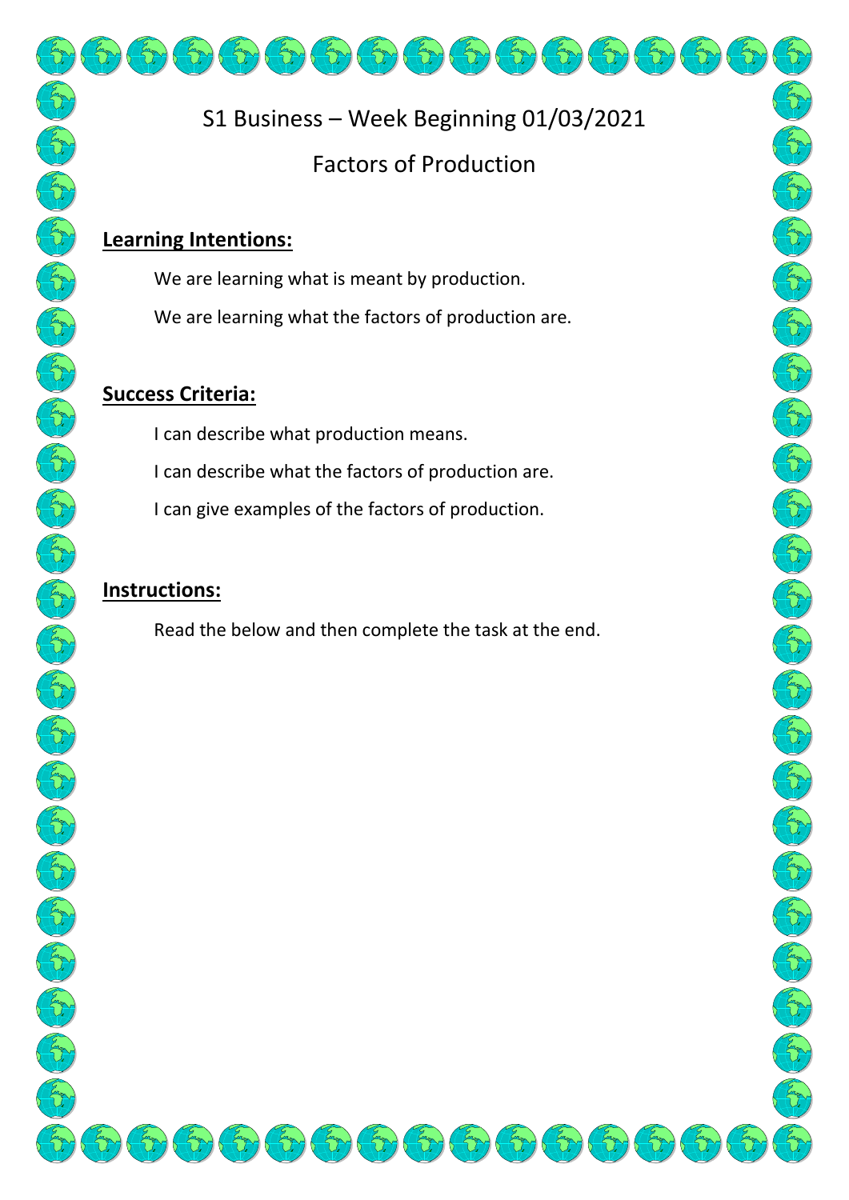# S1 Business – Week Beginning 01/03/2021

## Factors of Production

**Learning Intentions:**

We are learning what is meant by production.

We are learning what the factors of production are.

**Success Criteria:**

I can describe what production means.

I can describe what the factors of production are.

I can give examples of the factors of production.

**Instructions:**

Read the below and then complete the task at the end.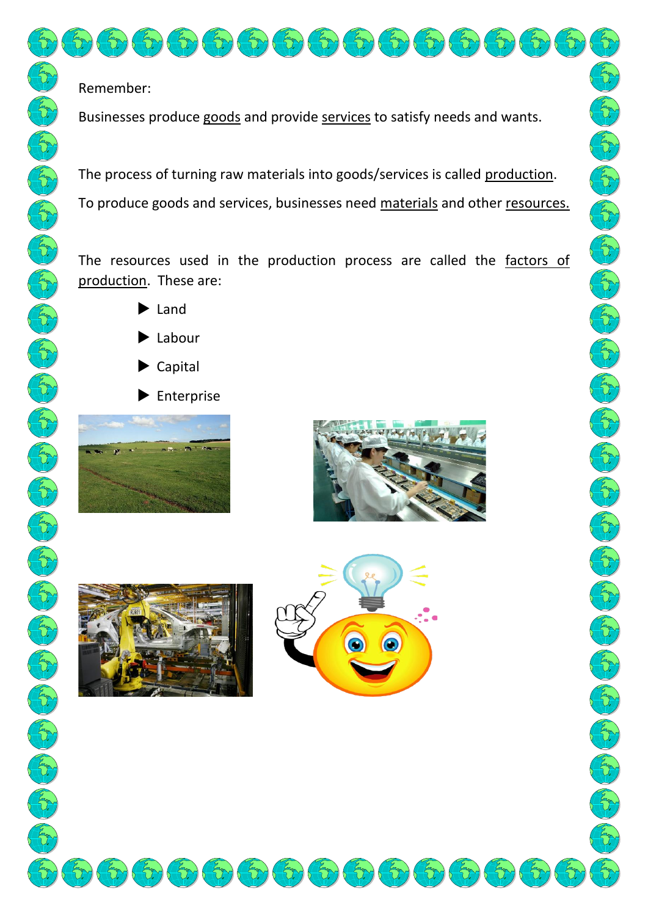Remember:

Businesses produce goods and provide services to satisfy needs and wants.

The process of turning raw materials into goods/services is called production.

To produce goods and services, businesses need materials and other resources.

The resources used in the production process are called the factors of production. These are:

- Land
- Labour
- Capital
- Enterprise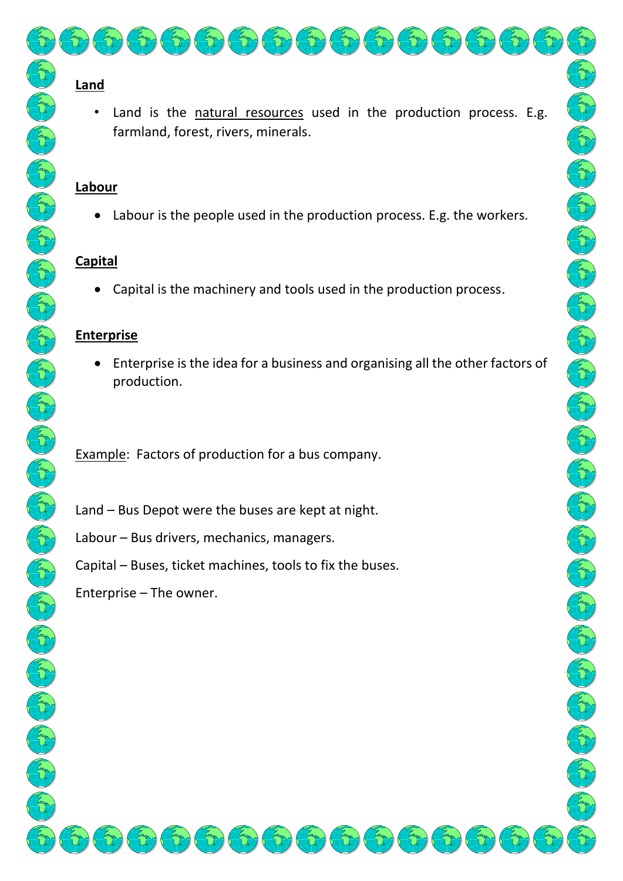## Land

- Land is the natural resources used in the production process. E.g. farmland, forest, rivers, minerals.

## Labour

- Labour is the people used in the production process. E.g. the workers.

## Capital

- Capital is the machinery and tools used in the production process.

## Enterprise

- Enterprise is the idea for a business and organising all the other factors of production.

Example: Factors of production for a bus company.

Land – Bus Depot were the buses are kept at night.

Labour – Bus drivers, mechanics, managers.

Capital – Buses, ticket machines, tools to fix the buses.

Enterprise – The owner.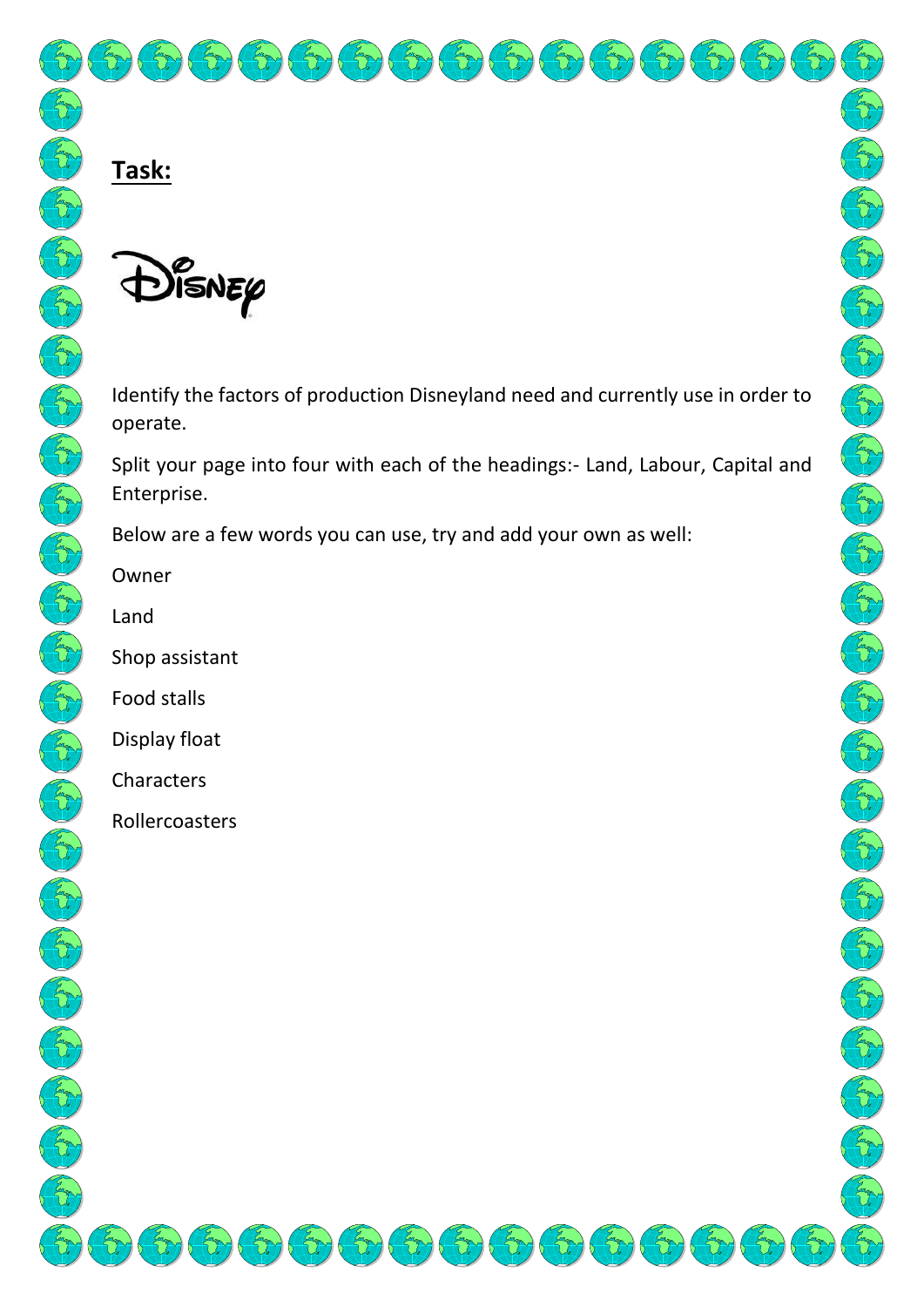**Task:**

Disney

Identify the factors of production Disneyland need and currently use in order to operate.

Split your page into four with each of the headings:- Land, Labour, Capital and Enterprise.

Below are a few words you can use, try and add your own as well:

Owner

Land

Shop assistant

Food stalls

Display float

Characters

Rollercoasters